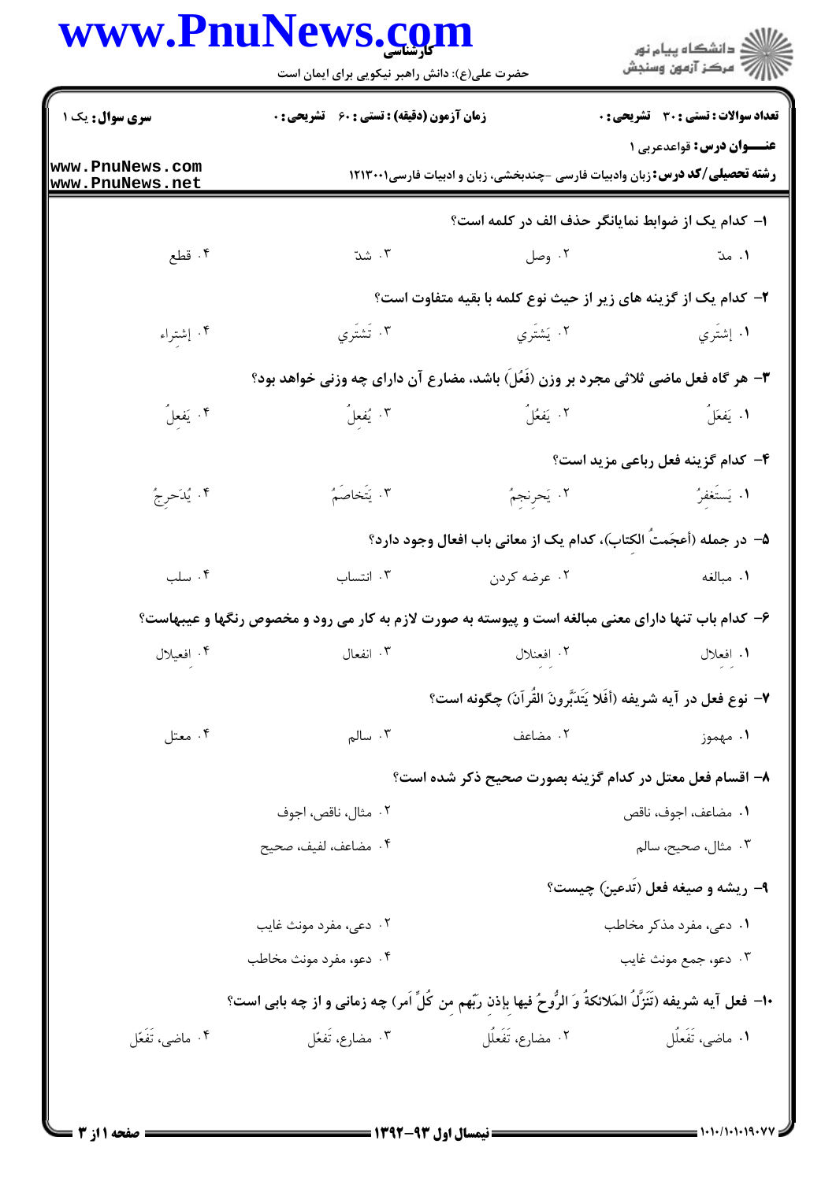**سری سوال:** یک ۱

**زمان آزمون (دقیقه) : تستی : ۶۰ تشریحی : ۰**

**تعداد سوالات : تستی : ۳۰ تشریحی : ۰**

**عنـــوان درس:** قواعدعربی ۱

**رشته تحصیلی/کد درس:** زبان وادبیات فارسی -چندبخشی، زبان و ادبیات فارسی۱۲۱۳۰۰۱

**۱- کدام یک از ضوابط نمایانگر حذف الف در کلمه است؟**

۱. مدّ
۲. وصل
۳. شدّ
۴. قطع

**۲- کدام یک از گزینه های زیر از حیث نوع کلمه با بقیه متفاوت است؟**

۱. إشتَري
۲. يَشتَري
۳. تَشتَري
۴. إشتراء

**۳- هر گاه فعل ماضی ثلاثی مجرد بر وزن (فَعُلَ) باشد، مضارع آن دارای چه وزنی خواهد بود؟**

۱. يَفعَلُ
۲. يَفعُلُ
۳. يُفعِلُ
۴. يَفعِلُ

**۴- کدام گزینه فعل رباعی مزید است؟**

۱. يَستَغفِرُ
۲. يَحرنجِمُ
۳. يَتَخاصَمُ
۴. يُدَحرِجُ

**۵- در جمله (أعجَمتُ الكِتاب)، کدام یک از معانی باب افعال وجود دارد؟**

۱. مبالغه
۲. عرضه کردن
۳. انتساب
۴. سلب

**۶- کدام باب تنها دارای معنی مبالغه است و پیوسته به صورت لازم به کار می رود و مخصوص رنگها و عیبهاست؟**

۱. افعِلال
۲. افعِنلال
۳. انفعال
۴. افعيلال

**۷- نوع فعل در آیه شریفه (أفَلا يَتَدَبَّرونَ القُرآنَ) چگونه است؟**

۱. مهموز
۲. مضاعف
۳. سالم
۴. معتل

**۸- اقسام فعل معتل در کدام گزینه بصورت صحیح ذکر شده است؟**

۱. مضاعف، اجوف، ناقص
۲. مثال، ناقص، اجوف
۳. مثال، صحیح، سالم
۴. مضاعف، لفیف، صحیح

**۹- ریشه و صیغه فعل (تَدعين) چیست؟**

۱. دعي، مفرد مذکر مخاطب
۲. دعي، مفرد مونث غايب
۳. دعو، جمع مونث غايب
۴. دعو، مفرد مونث مخاطب

**۱۰- فعل آیه شریفه (تَنَزَّلُ المَلائكةُ وَ الرُّوحُ فيها بإذنِ ربّهِم مِن كُلِّ أمر) چه زمانی و از چه بابی است؟**

۱. ماضی، تَفَعلُل
۲. مضارع، تَفَعلُل
۳. مضارع، تَفعّل
۴. ماضی، تَفَعّل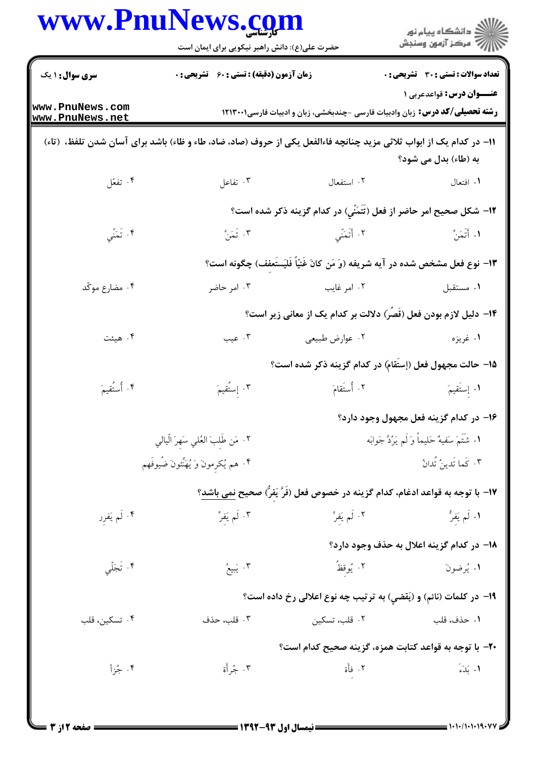**سری سوال:** ۱ یک | **زمان آزمون (دقیقه) : تستی :** ۶۰ **تشریحی :** ۰ | **تعداد سوالات : تستی :** ۳۰ **تشریحی :** ۰

**عنـــوان درس:** قواعدعربی ۱

**رشته تحصیلی/کد درس:** زبان وادبیات فارسی -چندبخشی، زبان و ادبیات فارسی۱۲۱۳۰۰۱

۱۱- در کدام یک از ابواب ثلاثی مزید چنانچه فاءالفعل یکی از حروف (صاد، ضاد، طاء و ظاء) باشد برای آسان شدن تلفظ، (تاء) به (طاء) بدل می شود؟

۱. افتعال
۲. استفعال
۳. تفاعل
۴. تفعّل

۱۲- شکل صحیح امر حاضر از فعل (تَمَنّي) در کدام گزینه ذکر شده است؟

۱. أتَمَنَّ
۲. أتَمَنّي
۳. تَمَنَّ
۴. تَمَنّي

۱۳- نوع فعل مشخص شده در آیه شریفه (وَ مَن كانَ غَنِيّاً فَلْيَستَعفِف) چگونه است؟

۱. مستقبل
۲. امر غايب
۳. امر حاضر
۴. مضارع موکّد

۱۴- دليل لازم بودن فعل (قَصُرَ) دلالت بر کدام یک از معانی زیر است؟

۱. غريزه
۲. عوارض طبیعی
۳. عيب
۴. هيئت

۱۵- حالت مجهول فعل (إستَقام) در کدام گزینه ذکر شده است؟

۱. إستَقيمَ
۲. أُستَقامَ
۳. إستُقيمَ
۴. أُستُقيمَ

۱۶- در کدام گزینه فعل مجهول وجود دارد؟

۱. شَتَمَ سَفيهٌ حَليماً وَ لَم يَرُدَّ جَوابَه
۲. مَن طَلَبَ العُلي سَهرَ الّيالي
۳. كَما تَدينُ تُدانُ
۴. هم يُكرمونَ وَ يُهَنِّئونَ ضُيوفَهم

۱۷- با توجه به قواعد ادغام، کدام گزینه در خصوص فعل (فَرَّ يَفِرُّ) صحیح نمی باشد؟

۱. لَم يَفِرُّ
۲. لَم يَفِرَّ
۳. لَم يَفِرِّ
۴. لَم يَفرِر

۱۸- در کدام گزینه اعلال به حذف وجود دارد؟

۱. يُرضونَ
۲. يُوقظُ
۳. يَبيعُ
۴. تَجَلّي

۱۹- در کلمات (نائم) و (يَقضي) به ترتیب چه نوع اعلالی رخ داده است؟

۱. حذف، قلب
۲. قلب، تسکین
۳. قلب، حذف
۴. تسکین، قلب

۲۰- با توجه به قواعد کتابت همزه، گزینه صحیح کدام است؟

۱. بَدَءَ
۲. فِأة
۳. جُرأة
۴. جُزأ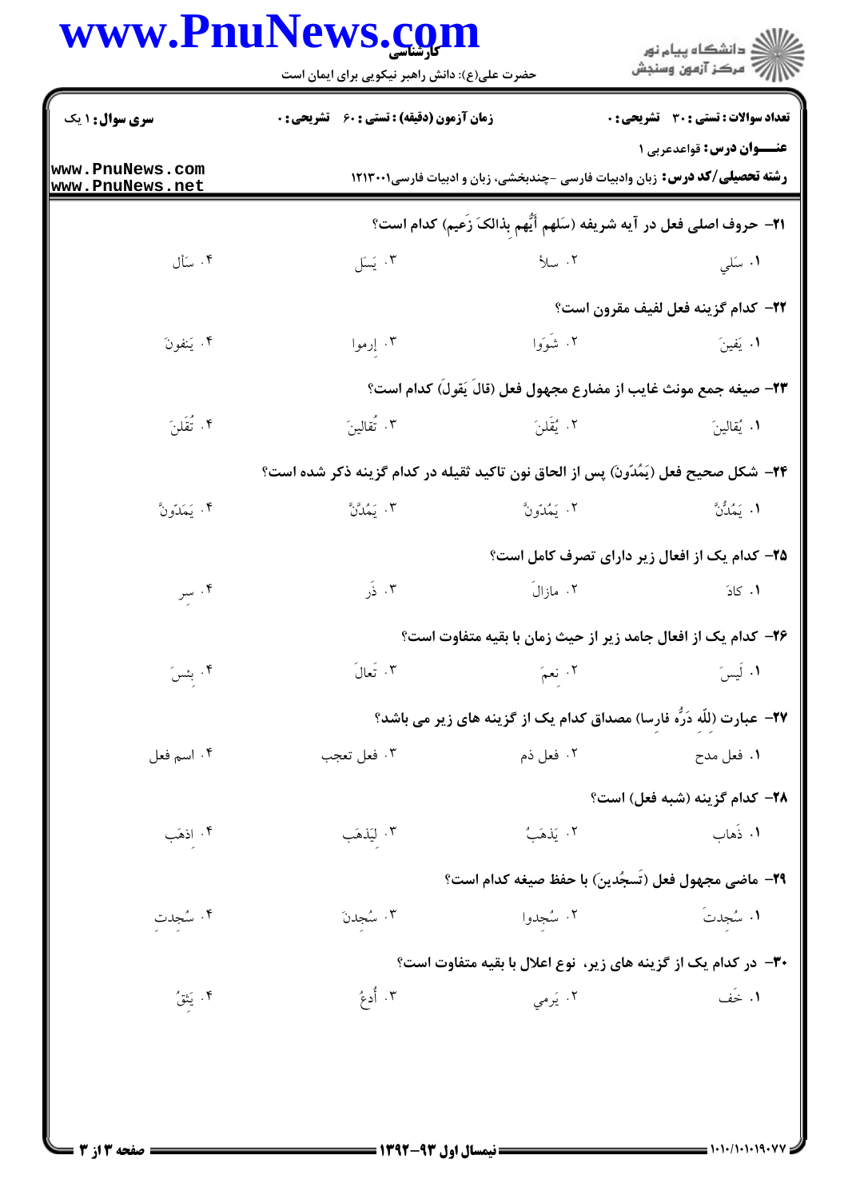**سری سوال:** ۱ یک

**زمان آزمون (دقیقه) : تستی : ۶۰  تشریحی : ۰**

**تعداد سوالات : تستی : ۳۰  تشریحی : ۰**

**عنـــوان درس:** قواعدعربی ۱

**رشته تحصیلی/کد درس:** زبان وادبیات فارسی -چندبخشی، زبان و ادبیات فارسی۱۲۱۳۰۰۱

**۲۱- حروف اصلی فعل در آیه شریفه (سَلهم أَیُّهم بذالکَ زَعیم) کدام است؟**

۱. سَلي  ۲. سلأ  ۳. یَسَل  ۴. سَأل

**۲۲- کدام گزینه فعل لفیف مقرون است؟**

۱. یَفینَ  ۲. شَوَوا  ۳. إرموا  ۴. یَنفونَ

**۲۳- صیغه جمع مونث غایب از مضارع مجهول فعل (قالَ یَقولَ) کدام است؟**

۱. یُقالینَ  ۲. یُقَلنَ  ۳. تُقالینَ  ۴. تُقَلنَ

**۲۴- شکل صحیح فعل (یَمُدّونَ) پس از الحاق نون تاکید ثقیله در کدام گزینه ذکر شده است؟**

۱. یَمُدُّنَّ  ۲. یَمُدّونَّ  ۳. یَمُدَّنَّ  ۴. یَمَدّونَّ

**۲۵- کدام یک از افعال زیر دارای تصرف کامل است؟**

۱. کادَ  ۲. مازالَ  ۳. ذَر  ۴. سر

**۲۶- کدام یک از افعال جامد زیر از حیث زمان با بقیه متفاوت است؟**

۱. لَیسَ  ۲. نِعمَ  ۳. تَعالَ  ۴. بِئسَ

**۲۷- عبارت (لِلّه دَرُّه فارسا) مصداق کدام یک از گزینه های زیر می باشد؟**

۱. فعل مدح  ۲. فعل ذم  ۳. فعل تعجب  ۴. اسم فعل

**۲۸- کدام گزینه (شبه فعل) است؟**

۱. ذَهاب  ۲. یَذهَبُ  ۳. لِیَذهَب  ۴. اذهَب

**۲۹- ماضی مجهول فعل (تَسجُدینَ) با حفظ صیغه کدام است؟**

۱. سُجِدتَ  ۲. سُجِدوا  ۳. سُجِدنَ  ۴. سُجِدتِ

**۳۰- در کدام یک از گزینه های زیر، نوع اعلال با بقیه متفاوت است؟**

۱. خَف  ۲. یَرمي  ۳. أُدعُ  ۴. یَتَقِ